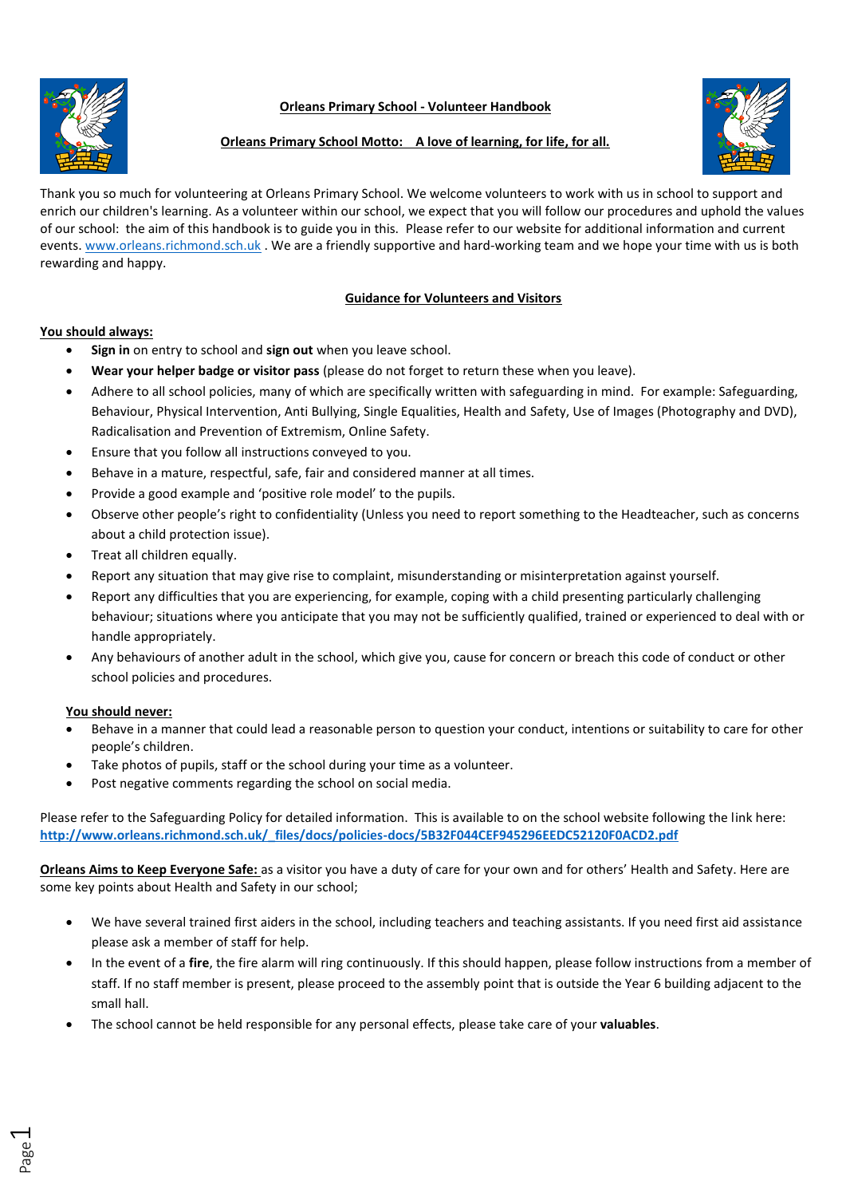# Orleans Primary School - Volunteer Handbook

**Orleans Primary School Motto: A love of learning, for life, for all.**

Thank you so much for volunteering at Orleans Primary School. We welcome volunteers to work with us in school to support and enrich our children's learning. As a volunteer within our school, we expect that you will follow our procedures and uphold the values of our school: the aim of this handbook is to guide you in this. Please refer to our website for additional information and current events. www.orleans.richmond.sch.uk . We are a friendly supportive and hard-working team and we hope your time with us is both rewarding and happy.

## Guidance for Volunteers and Visitors

**You should always:**

- **Sign in** on entry to school and **sign out** when you leave school.
- **Wear your helper badge or visitor pass** (please do not forget to return these when you leave).
- Adhere to all school policies, many of which are specifically written with safeguarding in mind. For example: Safeguarding, Behaviour, Physical Intervention, Anti Bullying, Single Equalities, Health and Safety, Use of Images (Photography and DVD), Radicalisation and Prevention of Extremism, Online Safety.
- Ensure that you follow all instructions conveyed to you.
- Behave in a mature, respectful, safe, fair and considered manner at all times.
- Provide a good example and 'positive role model' to the pupils.
- Observe other people's right to confidentiality (Unless you need to report something to the Headteacher, such as concerns about a child protection issue).
- Treat all children equally.
- Report any situation that may give rise to complaint, misunderstanding or misinterpretation against yourself.
- Report any difficulties that you are experiencing, for example, coping with a child presenting particularly challenging behaviour; situations where you anticipate that you may not be sufficiently qualified, trained or experienced to deal with or handle appropriately.
- Any behaviours of another adult in the school, which give you, cause for concern or breach this code of conduct or other school policies and procedures.

**You should never:**

- Behave in a manner that could lead a reasonable person to question your conduct, intentions or suitability to care for other people's children.
- Take photos of pupils, staff or the school during your time as a volunteer.
- Post negative comments regarding the school on social media.

Please refer to the Safeguarding Policy for detailed information. This is available to on the school website following the link here: **http://www.orleans.richmond.sch.uk/_files/docs/policies-docs/5B32F044CEF945296EEDC52120F0ACD2.pdf**

**Orleans Aims to Keep Everyone Safe:** as a visitor you have a duty of care for your own and for others' Health and Safety. Here are some key points about Health and Safety in our school;

- We have several trained first aiders in the school, including teachers and teaching assistants. If you need first aid assistance please ask a member of staff for help.
- In the event of a **fire**, the fire alarm will ring continuously. If this should happen, please follow instructions from a member of staff. If no staff member is present, please proceed to the assembly point that is outside the Year 6 building adjacent to the small hall.
- The school cannot be held responsible for any personal effects, please take care of your **valuables**.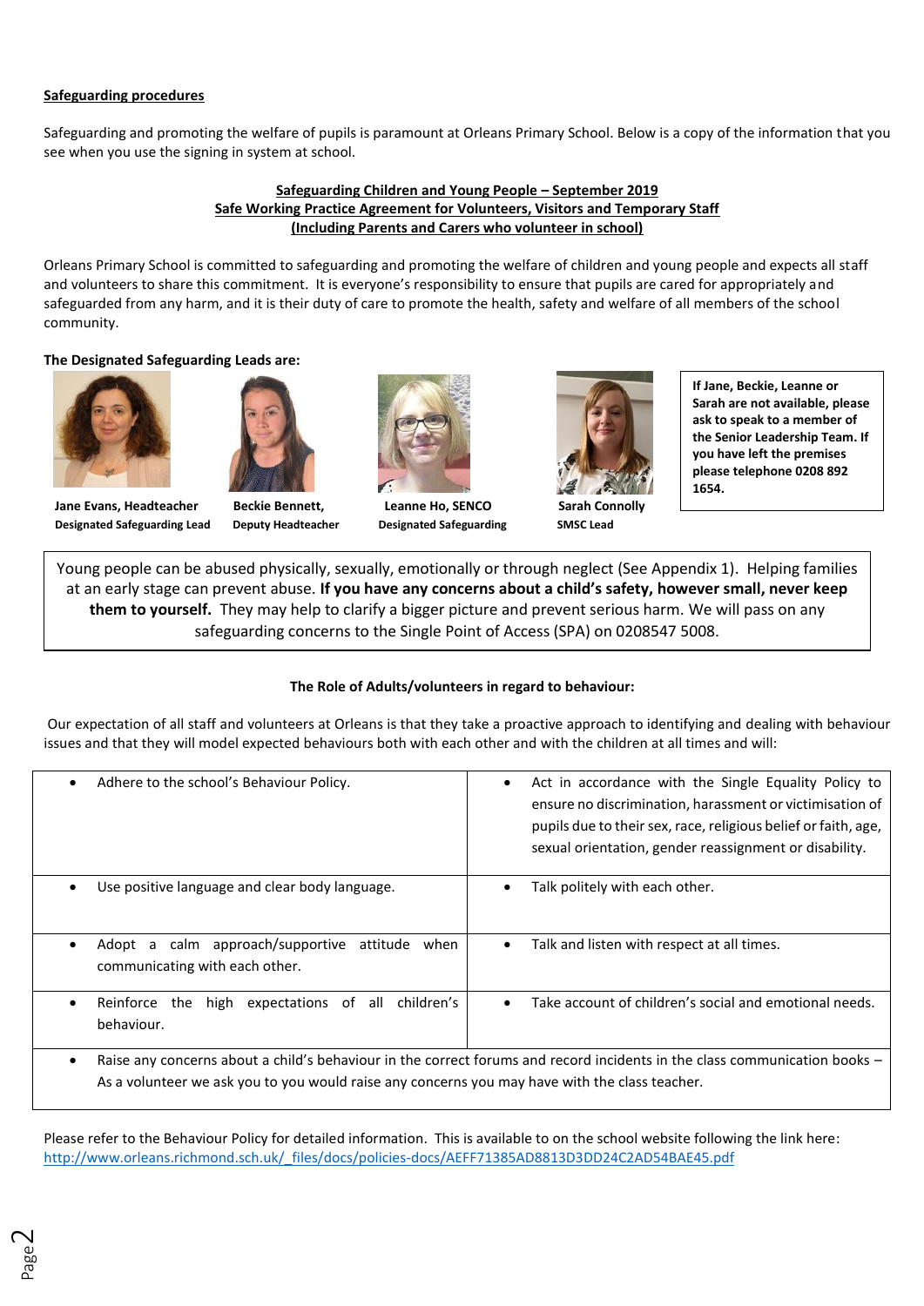**Safeguarding procedures**

Safeguarding and promoting the welfare of pupils is paramount at Orleans Primary School. Below is a copy of the information that you see when you use the signing in system at school.

**Safeguarding Children and Young People – September 2019**
**Safe Working Practice Agreement for Volunteers, Visitors and Temporary Staff**
**(Including Parents and Carers who volunteer in school)**

Orleans Primary School is committed to safeguarding and promoting the welfare of children and young people and expects all staff and volunteers to share this commitment. It is everyone's responsibility to ensure that pupils are cared for appropriately and safeguarded from any harm, and it is their duty of care to promote the health, safety and welfare of all members of the school community.

**The Designated Safeguarding Leads are:**

**Jane Evans, Headteacher**
**Designated Safeguarding Lead**

**Beckie Bennett,**
**Deputy Headteacher**

**Leanne Ho, SENCO**
**Designated Safeguarding**

**Sarah Connolly**
**SMSC Lead**

**If Jane, Beckie, Leanne or Sarah are not available, please ask to speak to a member of the Senior Leadership Team. If you have left the premises please telephone 0208 892 1654.**

Young people can be abused physically, sexually, emotionally or through neglect (See Appendix 1). Helping families at an early stage can prevent abuse. **If you have any concerns about a child's safety, however small, never keep them to yourself.** They may help to clarify a bigger picture and prevent serious harm. We will pass on any safeguarding concerns to the Single Point of Access (SPA) on 0208547 5008.

**The Role of Adults/volunteers in regard to behaviour:**

Our expectation of all staff and volunteers at Orleans is that they take a proactive approach to identifying and dealing with behaviour issues and that they will model expected behaviours both with each other and with the children at all times and will:

| | |
|---|---|
| • Adhere to the school's Behaviour Policy. | • Act in accordance with the Single Equality Policy to ensure no discrimination, harassment or victimisation of pupils due to their sex, race, religious belief or faith, age, sexual orientation, gender reassignment or disability. |
| • Use positive language and clear body language. | • Talk politely with each other. |
| • Adopt a calm approach/supportive attitude when communicating with each other. | • Talk and listen with respect at all times. |
| • Reinforce the high expectations of all children's behaviour. | • Take account of children's social and emotional needs. |
| • Raise any concerns about a child's behaviour in the correct forums and record incidents in the class communication books – As a volunteer we ask you to you would raise any concerns you may have with the class teacher. | |

Please refer to the Behaviour Policy for detailed information. This is available to on the school website following the link here: http://www.orleans.richmond.sch.uk/_files/docs/policies-docs/AEFF71385AD8813D3DD24C2AD54BAE45.pdf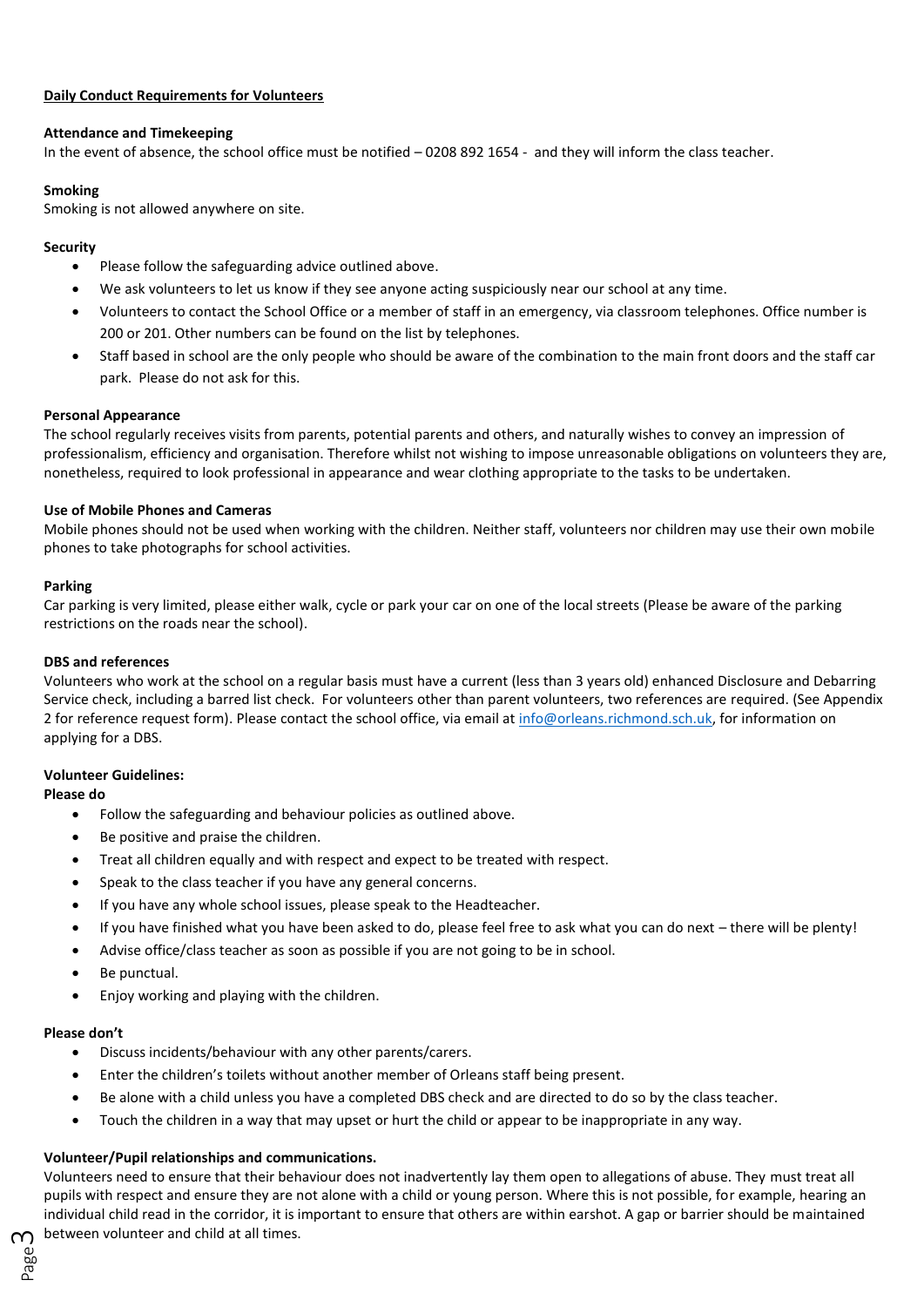## Daily Conduct Requirements for Volunteers

**Attendance and Timekeeping**

In the event of absence, the school office must be notified – 0208 892 1654 - and they will inform the class teacher.

**Smoking**

Smoking is not allowed anywhere on site.

**Security**

- Please follow the safeguarding advice outlined above.
- We ask volunteers to let us know if they see anyone acting suspiciously near our school at any time.
- Volunteers to contact the School Office or a member of staff in an emergency, via classroom telephones. Office number is 200 or 201. Other numbers can be found on the list by telephones.
- Staff based in school are the only people who should be aware of the combination to the main front doors and the staff car park. Please do not ask for this.

**Personal Appearance**

The school regularly receives visits from parents, potential parents and others, and naturally wishes to convey an impression of professionalism, efficiency and organisation. Therefore whilst not wishing to impose unreasonable obligations on volunteers they are, nonetheless, required to look professional in appearance and wear clothing appropriate to the tasks to be undertaken.

**Use of Mobile Phones and Cameras**

Mobile phones should not be used when working with the children. Neither staff, volunteers nor children may use their own mobile phones to take photographs for school activities.

**Parking**

Car parking is very limited, please either walk, cycle or park your car on one of the local streets (Please be aware of the parking restrictions on the roads near the school).

**DBS and references**

Volunteers who work at the school on a regular basis must have a current (less than 3 years old) enhanced Disclosure and Debarring Service check, including a barred list check. For volunteers other than parent volunteers, two references are required. (See Appendix 2 for reference request form). Please contact the school office, via email at info@orleans.richmond.sch.uk, for information on applying for a DBS.

**Volunteer Guidelines:**

**Please do**

- Follow the safeguarding and behaviour policies as outlined above.
- Be positive and praise the children.
- Treat all children equally and with respect and expect to be treated with respect.
- Speak to the class teacher if you have any general concerns.
- If you have any whole school issues, please speak to the Headteacher.
- If you have finished what you have been asked to do, please feel free to ask what you can do next – there will be plenty!
- Advise office/class teacher as soon as possible if you are not going to be in school.
- Be punctual.
- Enjoy working and playing with the children.

**Please don't**

- Discuss incidents/behaviour with any other parents/carers.
- Enter the children's toilets without another member of Orleans staff being present.
- Be alone with a child unless you have a completed DBS check and are directed to do so by the class teacher.
- Touch the children in a way that may upset or hurt the child or appear to be inappropriate in any way.

**Volunteer/Pupil relationships and communications.**

Volunteers need to ensure that their behaviour does not inadvertently lay them open to allegations of abuse. They must treat all pupils with respect and ensure they are not alone with a child or young person. Where this is not possible, for example, hearing an individual child read in the corridor, it is important to ensure that others are within earshot. A gap or barrier should be maintained between volunteer and child at all times.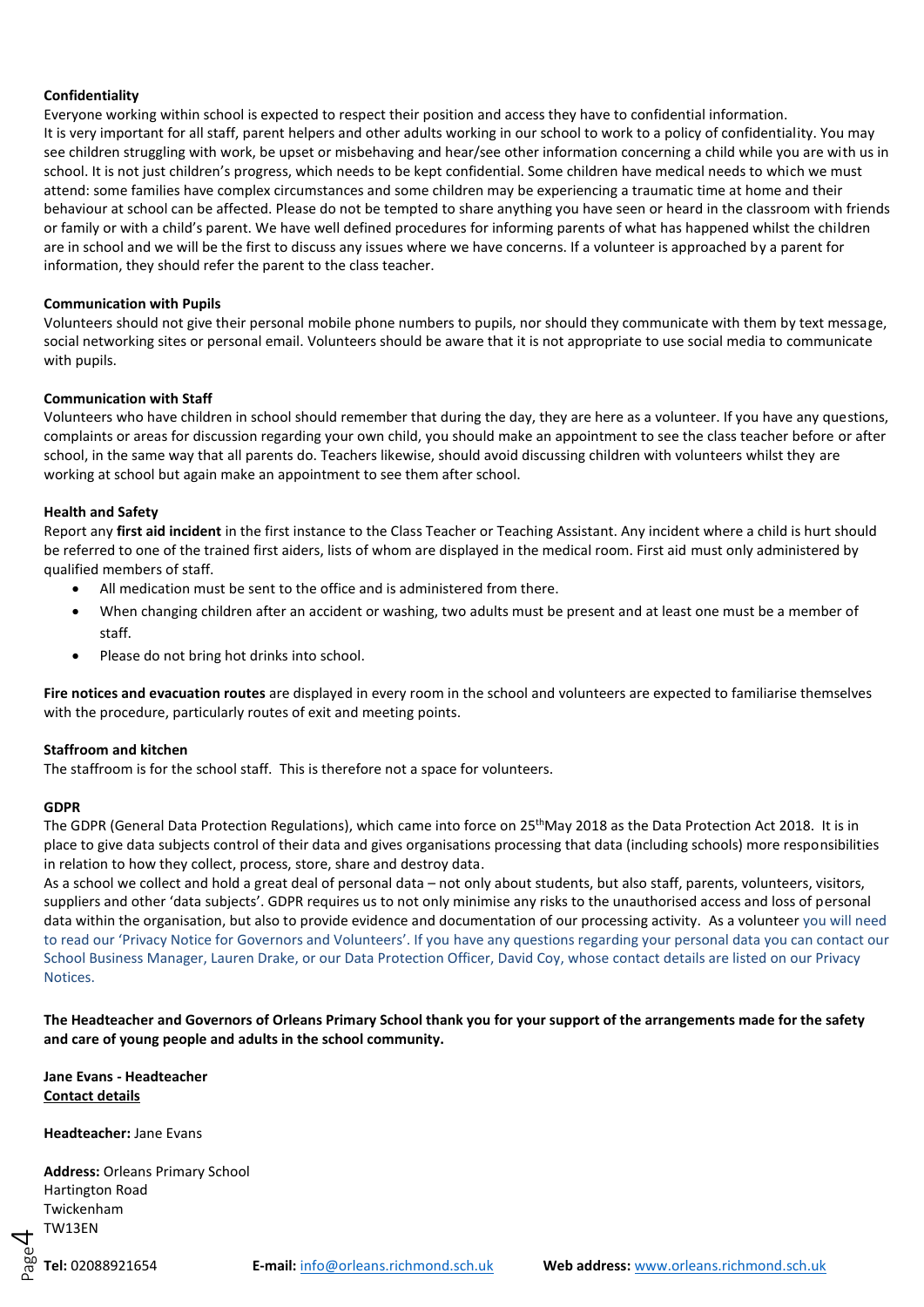**Confidentiality**

Everyone working within school is expected to respect their position and access they have to confidential information. It is very important for all staff, parent helpers and other adults working in our school to work to a policy of confidentiality. You may see children struggling with work, be upset or misbehaving and hear/see other information concerning a child while you are with us in school. It is not just children's progress, which needs to be kept confidential. Some children have medical needs to which we must attend: some families have complex circumstances and some children may be experiencing a traumatic time at home and their behaviour at school can be affected. Please do not be tempted to share anything you have seen or heard in the classroom with friends or family or with a child's parent. We have well defined procedures for informing parents of what has happened whilst the children are in school and we will be the first to discuss any issues where we have concerns. If a volunteer is approached by a parent for information, they should refer the parent to the class teacher.

**Communication with Pupils**

Volunteers should not give their personal mobile phone numbers to pupils, nor should they communicate with them by text message, social networking sites or personal email. Volunteers should be aware that it is not appropriate to use social media to communicate with pupils.

**Communication with Staff**

Volunteers who have children in school should remember that during the day, they are here as a volunteer. If you have any questions, complaints or areas for discussion regarding your own child, you should make an appointment to see the class teacher before or after school, in the same way that all parents do. Teachers likewise, should avoid discussing children with volunteers whilst they are working at school but again make an appointment to see them after school.

**Health and Safety**

Report any **first aid incident** in the first instance to the Class Teacher or Teaching Assistant. Any incident where a child is hurt should be referred to one of the trained first aiders, lists of whom are displayed in the medical room. First aid must only administered by qualified members of staff.

- All medication must be sent to the office and is administered from there.
- When changing children after an accident or washing, two adults must be present and at least one must be a member of staff.
- Please do not bring hot drinks into school.

**Fire notices and evacuation routes** are displayed in every room in the school and volunteers are expected to familiarise themselves with the procedure, particularly routes of exit and meeting points.

**Staffroom and kitchen**

The staffroom is for the school staff. This is therefore not a space for volunteers.

**GDPR**

The GDPR (General Data Protection Regulations), which came into force on 25th May 2018 as the Data Protection Act 2018. It is in place to give data subjects control of their data and gives organisations processing that data (including schools) more responsibilities in relation to how they collect, process, store, share and destroy data.

As a school we collect and hold a great deal of personal data – not only about students, but also staff, parents, volunteers, visitors, suppliers and other 'data subjects'. GDPR requires us to not only minimise any risks to the unauthorised access and loss of personal data within the organisation, but also to provide evidence and documentation of our processing activity. As a volunteer you will need to read our 'Privacy Notice for Governors and Volunteers'. If you have any questions regarding your personal data you can contact our School Business Manager, Lauren Drake, or our Data Protection Officer, David Coy, whose contact details are listed on our Privacy Notices.

**The Headteacher and Governors of Orleans Primary School thank you for your support of the arrangements made for the safety and care of young people and adults in the school community.**

**Jane Evans - Headteacher**

**Contact details**

**Headteacher:** Jane Evans

**Address:** Orleans Primary School
Hartington Road
Twickenham
TW13EN

**Tel:** 02088921654 **E-mail:** info@orleans.richmond.sch.uk **Web address:** www.orleans.richmond.sch.uk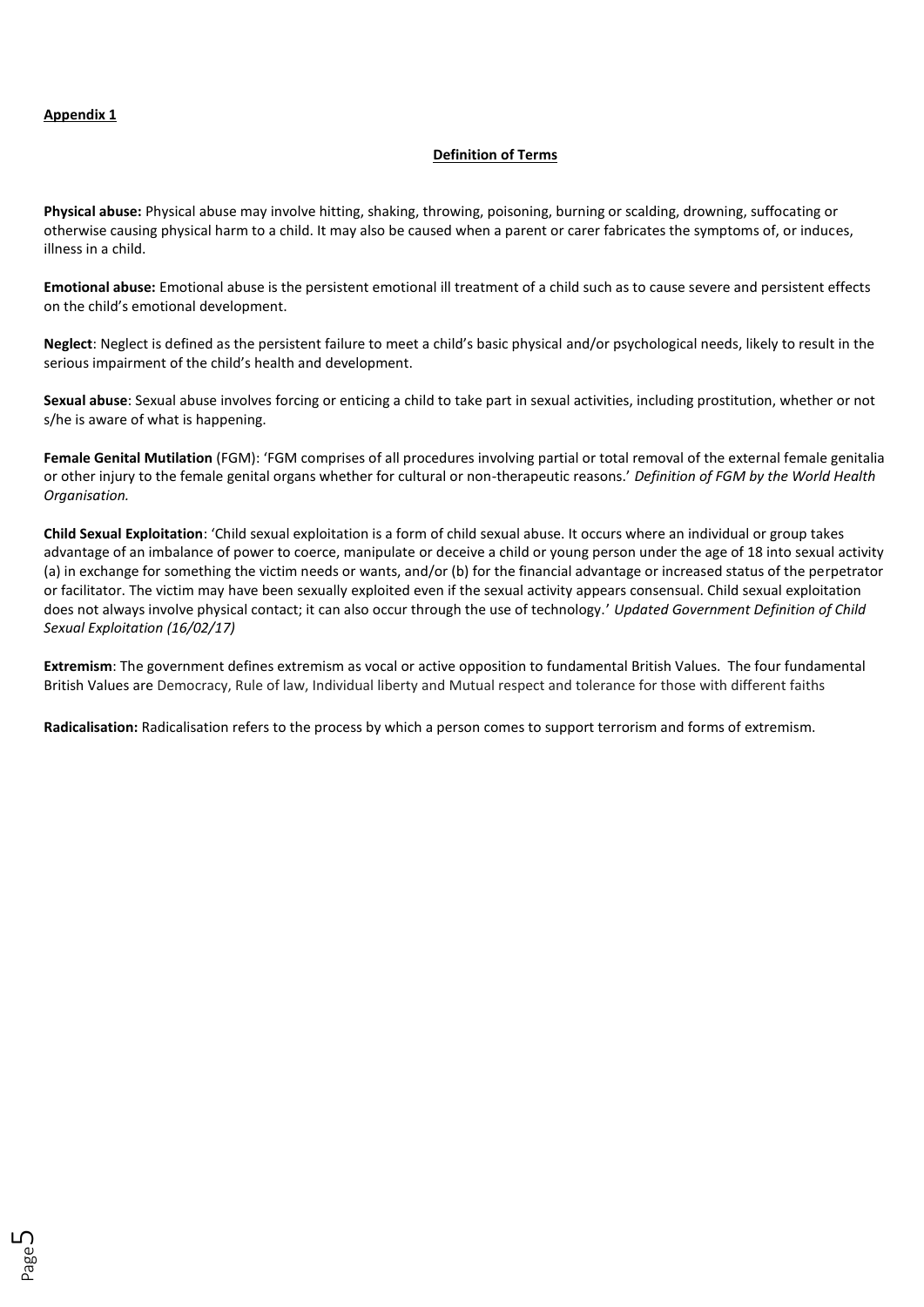**Appendix 1**

## Definition of Terms

**Physical abuse:** Physical abuse may involve hitting, shaking, throwing, poisoning, burning or scalding, drowning, suffocating or otherwise causing physical harm to a child. It may also be caused when a parent or carer fabricates the symptoms of, or induces, illness in a child.

**Emotional abuse:** Emotional abuse is the persistent emotional ill treatment of a child such as to cause severe and persistent effects on the child's emotional development.

**Neglect**: Neglect is defined as the persistent failure to meet a child's basic physical and/or psychological needs, likely to result in the serious impairment of the child's health and development.

**Sexual abuse**: Sexual abuse involves forcing or enticing a child to take part in sexual activities, including prostitution, whether or not s/he is aware of what is happening.

**Female Genital Mutilation** (FGM): 'FGM comprises of all procedures involving partial or total removal of the external female genitalia or other injury to the female genital organs whether for cultural or non-therapeutic reasons.' *Definition of FGM by the World Health Organisation.*

**Child Sexual Exploitation**: 'Child sexual exploitation is a form of child sexual abuse. It occurs where an individual or group takes advantage of an imbalance of power to coerce, manipulate or deceive a child or young person under the age of 18 into sexual activity (a) in exchange for something the victim needs or wants, and/or (b) for the financial advantage or increased status of the perpetrator or facilitator. The victim may have been sexually exploited even if the sexual activity appears consensual. Child sexual exploitation does not always involve physical contact; it can also occur through the use of technology.' *Updated Government Definition of Child Sexual Exploitation (16/02/17)*

**Extremism**: The government defines extremism as vocal or active opposition to fundamental British Values. The four fundamental British Values are Democracy, Rule of law, Individual liberty and Mutual respect and tolerance for those with different faiths

**Radicalisation:** Radicalisation refers to the process by which a person comes to support terrorism and forms of extremism.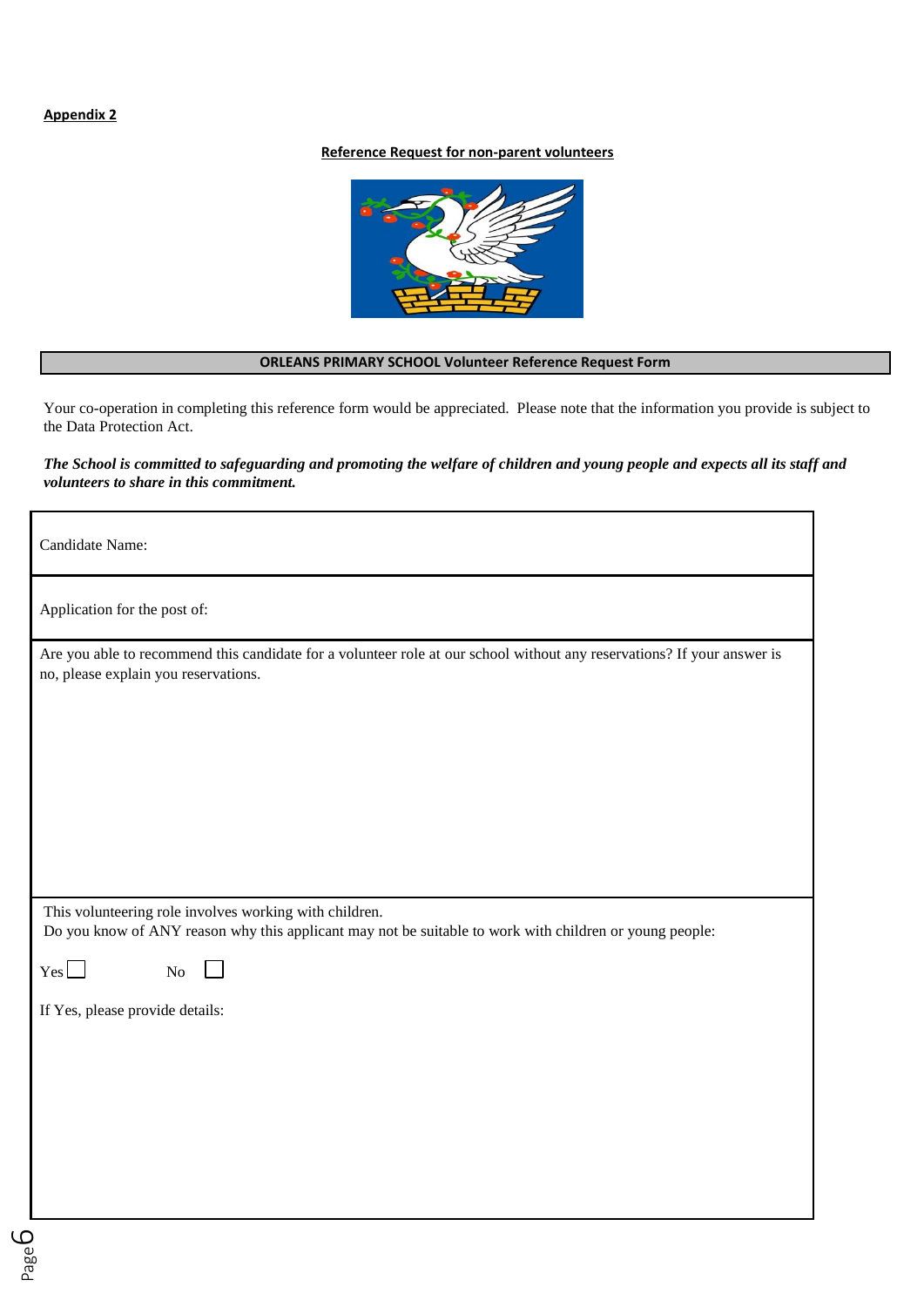**Appendix 2**

**Reference Request for non-parent volunteers**

## ORLEANS PRIMARY SCHOOL Volunteer Reference Request Form

Your co-operation in completing this reference form would be appreciated. Please note that the information you provide is subject to the Data Protection Act.

***The School is committed to safeguarding and promoting the welfare of children and young people and expects all its staff and volunteers to share in this commitment.***

| |
|---|
| Candidate Name: |
| Application for the post of: |
| Are you able to recommend this candidate for a volunteer role at our school without any reservations? If your answer is no, please explain you reservations. |
| This volunteering role involves working with children.<br>Do you know of ANY reason why this applicant may not be suitable to work with children or young people:<br><br>Yes ☐ No ☐<br><br>If Yes, please provide details: |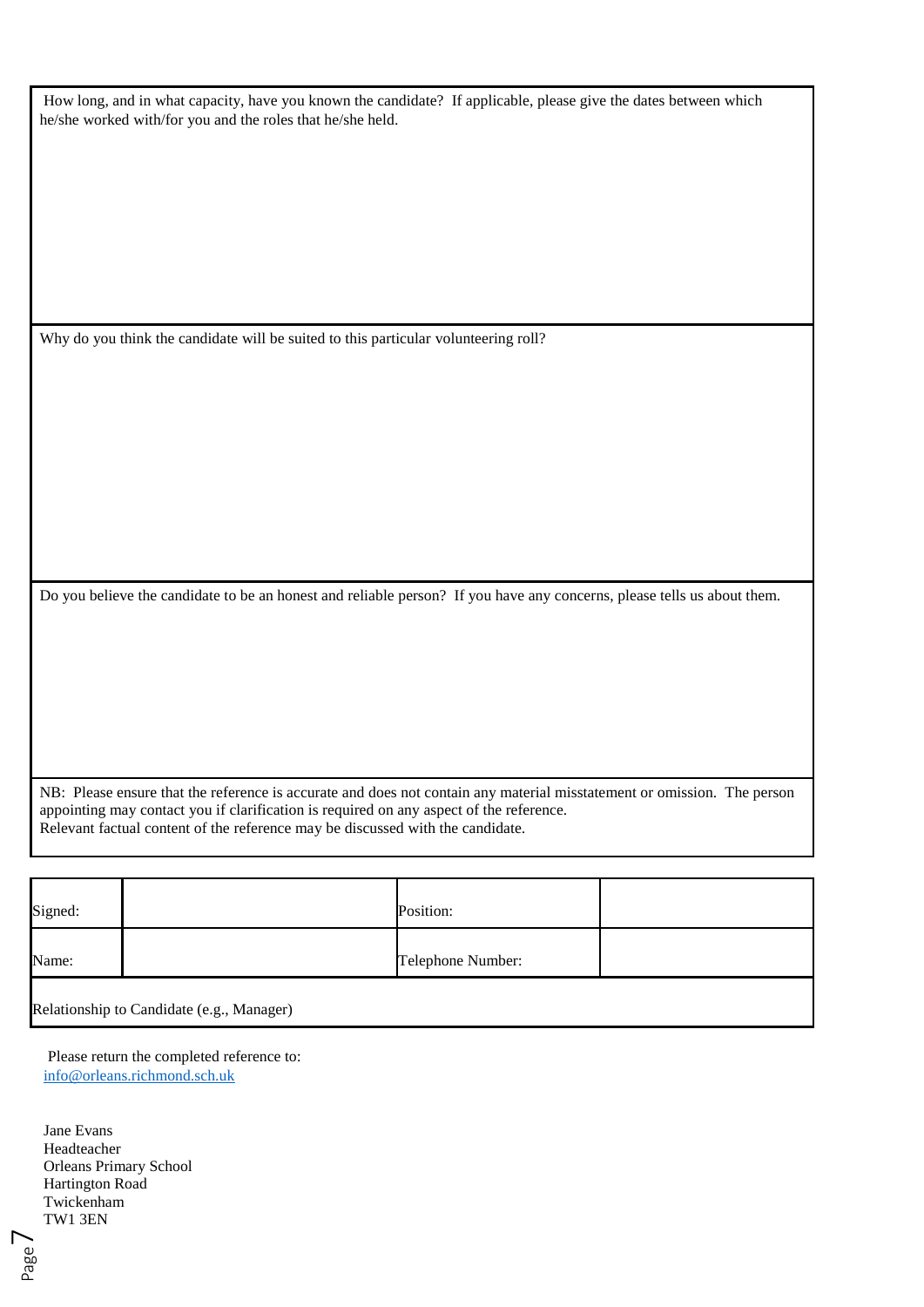How long, and in what capacity, have you known the candidate? If applicable, please give the dates between which he/she worked with/for you and the roles that he/she held.

Why do you think the candidate will be suited to this particular volunteering roll?

Do you believe the candidate to be an honest and reliable person? If you have any concerns, please tells us about them.

NB: Please ensure that the reference is accurate and does not contain any material misstatement or omission. The person appointing may contact you if clarification is required on any aspect of the reference.
Relevant factual content of the reference may be discussed with the candidate.

| | | | |
|---|---|---|---|
| Signed: | | Position: | |
| Name: | | Telephone Number: | |
| Relationship to Candidate (e.g., Manager) | | | |

Please return the completed reference to:
info@orleans.richmond.sch.uk

Jane Evans
Headteacher
Orleans Primary School
Hartington Road
Twickenham
TW1 3EN